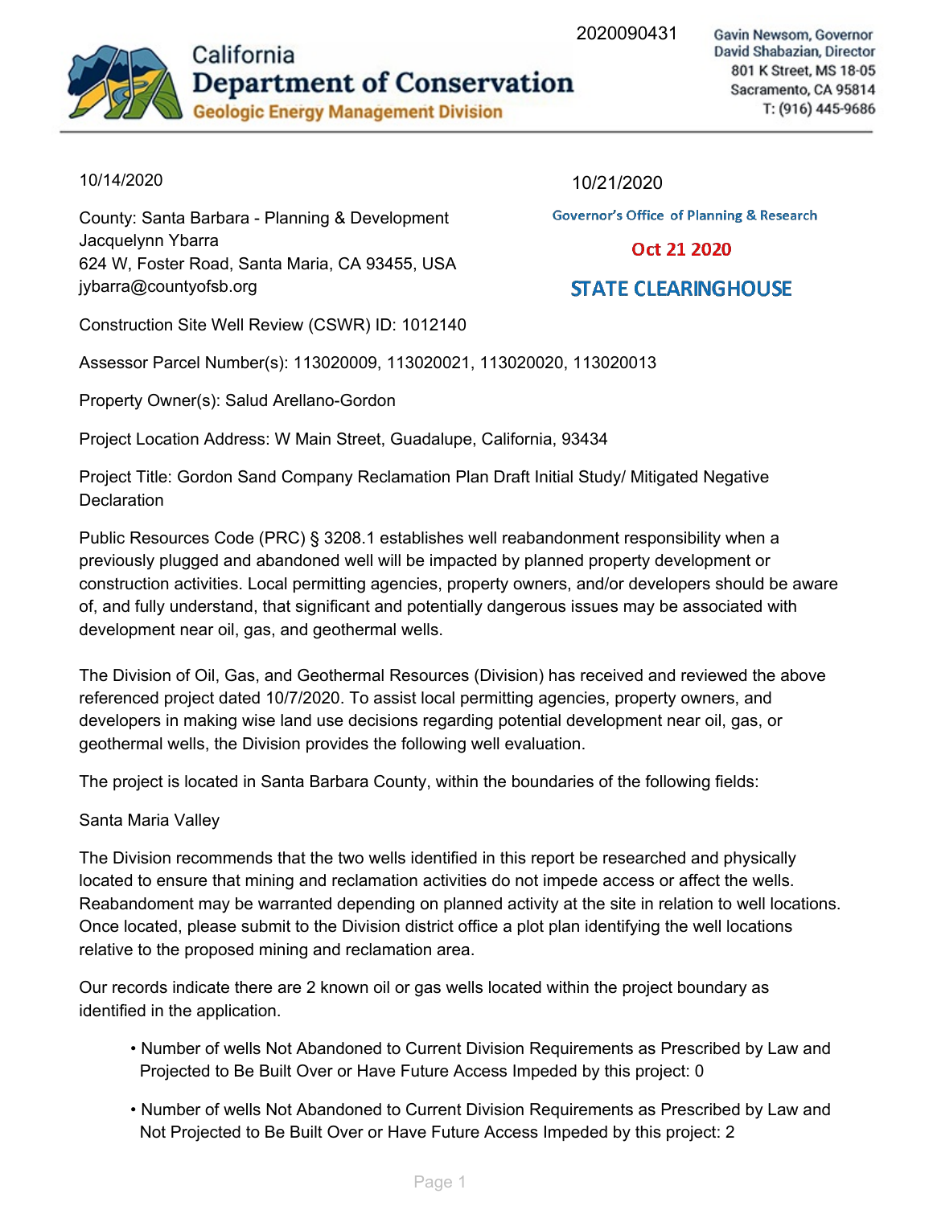2020090431

# California Department of Conservation
## Geologic Energy Management Division

Gavin Newsom, Governor
David Shabazian, Director
801 K Street, MS 18-05
Sacramento, CA 95814
T: (916) 445-9686

10/14/2020

10/21/2020
Governor's Office of Planning & Research
Oct 21 2020
STATE CLEARINGHOUSE

County: Santa Barbara - Planning & Development
Jacquelynn Ybarra
624 W, Foster Road, Santa Maria, CA 93455, USA
jybarra@countyofsb.org

Construction Site Well Review (CSWR) ID: 1012140

Assessor Parcel Number(s): 113020009, 113020021, 113020020, 113020013

Property Owner(s): Salud Arellano-Gordon

Project Location Address: W Main Street, Guadalupe, California, 93434

Project Title: Gordon Sand Company Reclamation Plan Draft Initial Study/ Mitigated Negative Declaration

Public Resources Code (PRC) § 3208.1 establishes well reabandonment responsibility when a previously plugged and abandoned well will be impacted by planned property development or construction activities. Local permitting agencies, property owners, and/or developers should be aware of, and fully understand, that significant and potentially dangerous issues may be associated with development near oil, gas, and geothermal wells.

The Division of Oil, Gas, and Geothermal Resources (Division) has received and reviewed the above referenced project dated 10/7/2020. To assist local permitting agencies, property owners, and developers in making wise land use decisions regarding potential development near oil, gas, or geothermal wells, the Division provides the following well evaluation.

The project is located in Santa Barbara County, within the boundaries of the following fields:

Santa Maria Valley

The Division recommends that the two wells identified in this report be researched and physically located to ensure that mining and reclamation activities do not impede access or affect the wells. Reabandoment may be warranted depending on planned activity at the site in relation to well locations. Once located, please submit to the Division district office a plot plan identifying the well locations relative to the proposed mining and reclamation area.

Our records indicate there are 2 known oil or gas wells located within the project boundary as identified in the application.

- Number of wells Not Abandoned to Current Division Requirements as Prescribed by Law and Projected to Be Built Over or Have Future Access Impeded by this project: 0
- Number of wells Not Abandoned to Current Division Requirements as Prescribed by Law and Not Projected to Be Built Over or Have Future Access Impeded by this project: 2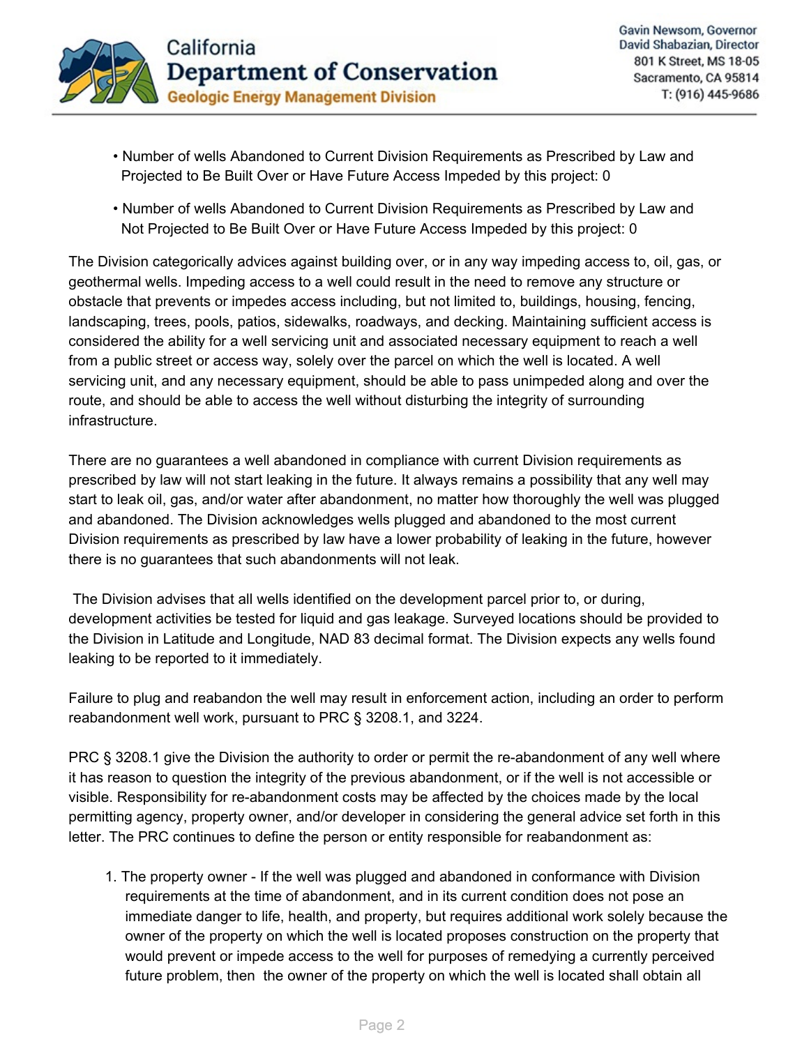- Number of wells Abandoned to Current Division Requirements as Prescribed by Law and Projected to Be Built Over or Have Future Access Impeded by this project: 0
- Number of wells Abandoned to Current Division Requirements as Prescribed by Law and Not Projected to Be Built Over or Have Future Access Impeded by this project: 0

The Division categorically advices against building over, or in any way impeding access to, oil, gas, or geothermal wells. Impeding access to a well could result in the need to remove any structure or obstacle that prevents or impedes access including, but not limited to, buildings, housing, fencing, landscaping, trees, pools, patios, sidewalks, roadways, and decking. Maintaining sufficient access is considered the ability for a well servicing unit and associated necessary equipment to reach a well from a public street or access way, solely over the parcel on which the well is located. A well servicing unit, and any necessary equipment, should be able to pass unimpeded along and over the route, and should be able to access the well without disturbing the integrity of surrounding infrastructure.

There are no guarantees a well abandoned in compliance with current Division requirements as prescribed by law will not start leaking in the future. It always remains a possibility that any well may start to leak oil, gas, and/or water after abandonment, no matter how thoroughly the well was plugged and abandoned. The Division acknowledges wells plugged and abandoned to the most current Division requirements as prescribed by law have a lower probability of leaking in the future, however there is no guarantees that such abandonments will not leak.

The Division advises that all wells identified on the development parcel prior to, or during, development activities be tested for liquid and gas leakage. Surveyed locations should be provided to the Division in Latitude and Longitude, NAD 83 decimal format. The Division expects any wells found leaking to be reported to it immediately.

Failure to plug and reabandon the well may result in enforcement action, including an order to perform reabandonment well work, pursuant to PRC § 3208.1, and 3224.

PRC § 3208.1 give the Division the authority to order or permit the re-abandonment of any well where it has reason to question the integrity of the previous abandonment, or if the well is not accessible or visible. Responsibility for re-abandonment costs may be affected by the choices made by the local permitting agency, property owner, and/or developer in considering the general advice set forth in this letter. The PRC continues to define the person or entity responsible for reabandonment as:

1. The property owner - If the well was plugged and abandoned in conformance with Division requirements at the time of abandonment, and in its current condition does not pose an immediate danger to life, health, and property, but requires additional work solely because the owner of the property on which the well is located proposes construction on the property that would prevent or impede access to the well for purposes of remedying a currently perceived future problem, then the owner of the property on which the well is located shall obtain all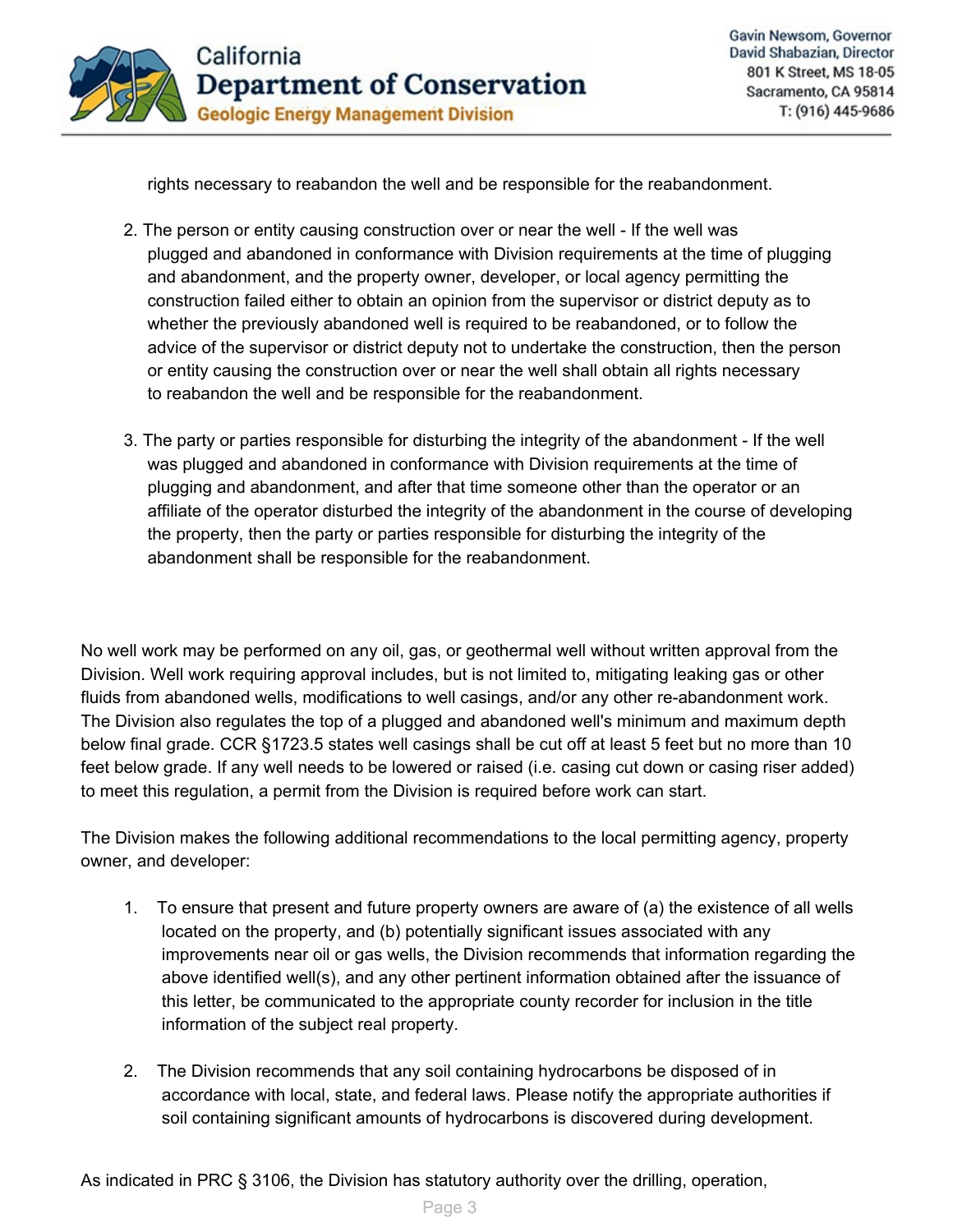rights necessary to reabandon the well and be responsible for the reabandonment.

2. The person or entity causing construction over or near the well - If the well was plugged and abandoned in conformance with Division requirements at the time of plugging and abandonment, and the property owner, developer, or local agency permitting the construction failed either to obtain an opinion from the supervisor or district deputy as to whether the previously abandoned well is required to be reabandoned, or to follow the advice of the supervisor or district deputy not to undertake the construction, then the person or entity causing the construction over or near the well shall obtain all rights necessary to reabandon the well and be responsible for the reabandonment.

3. The party or parties responsible for disturbing the integrity of the abandonment - If the well was plugged and abandoned in conformance with Division requirements at the time of plugging and abandonment, and after that time someone other than the operator or an affiliate of the operator disturbed the integrity of the abandonment in the course of developing the property, then the party or parties responsible for disturbing the integrity of the abandonment shall be responsible for the reabandonment.

No well work may be performed on any oil, gas, or geothermal well without written approval from the Division. Well work requiring approval includes, but is not limited to, mitigating leaking gas or other fluids from abandoned wells, modifications to well casings, and/or any other re-abandonment work. The Division also regulates the top of a plugged and abandoned well's minimum and maximum depth below final grade. CCR §1723.5 states well casings shall be cut off at least 5 feet but no more than 10 feet below grade. If any well needs to be lowered or raised (i.e. casing cut down or casing riser added) to meet this regulation, a permit from the Division is required before work can start.

The Division makes the following additional recommendations to the local permitting agency, property owner, and developer:

1. To ensure that present and future property owners are aware of (a) the existence of all wells located on the property, and (b) potentially significant issues associated with any improvements near oil or gas wells, the Division recommends that information regarding the above identified well(s), and any other pertinent information obtained after the issuance of this letter, be communicated to the appropriate county recorder for inclusion in the title information of the subject real property.

2. The Division recommends that any soil containing hydrocarbons be disposed of in accordance with local, state, and federal laws. Please notify the appropriate authorities if soil containing significant amounts of hydrocarbons is discovered during development.

As indicated in PRC § 3106, the Division has statutory authority over the drilling, operation,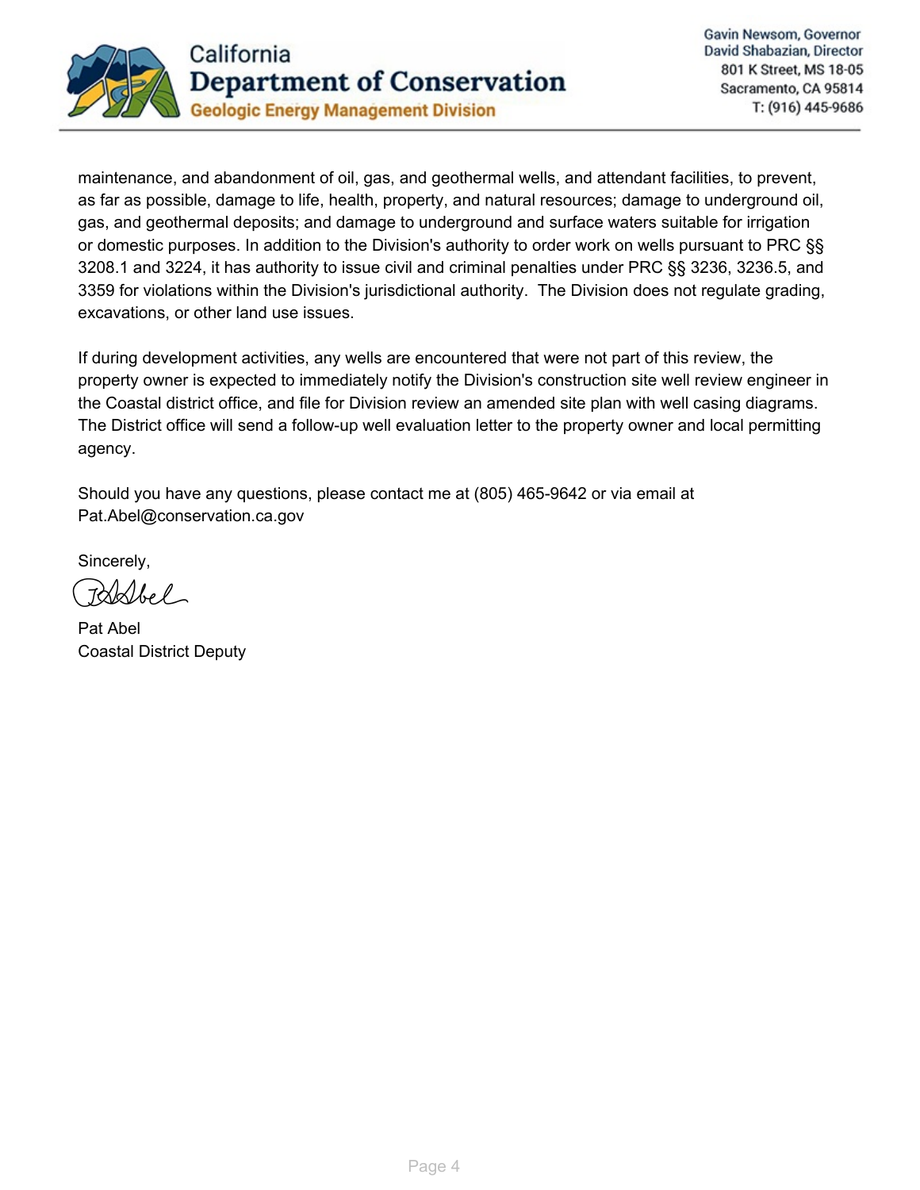maintenance, and abandonment of oil, gas, and geothermal wells, and attendant facilities, to prevent, as far as possible, damage to life, health, property, and natural resources; damage to underground oil, gas, and geothermal deposits; and damage to underground and surface waters suitable for irrigation or domestic purposes. In addition to the Division's authority to order work on wells pursuant to PRC §§ 3208.1 and 3224, it has authority to issue civil and criminal penalties under PRC §§ 3236, 3236.5, and 3359 for violations within the Division's jurisdictional authority. The Division does not regulate grading, excavations, or other land use issues.

If during development activities, any wells are encountered that were not part of this review, the property owner is expected to immediately notify the Division's construction site well review engineer in the Coastal district office, and file for Division review an amended site plan with well casing diagrams. The District office will send a follow-up well evaluation letter to the property owner and local permitting agency.

Should you have any questions, please contact me at (805) 465-9642 or via email at Pat.Abel@conservation.ca.gov

Sincerely,

Pat Abel
Coastal District Deputy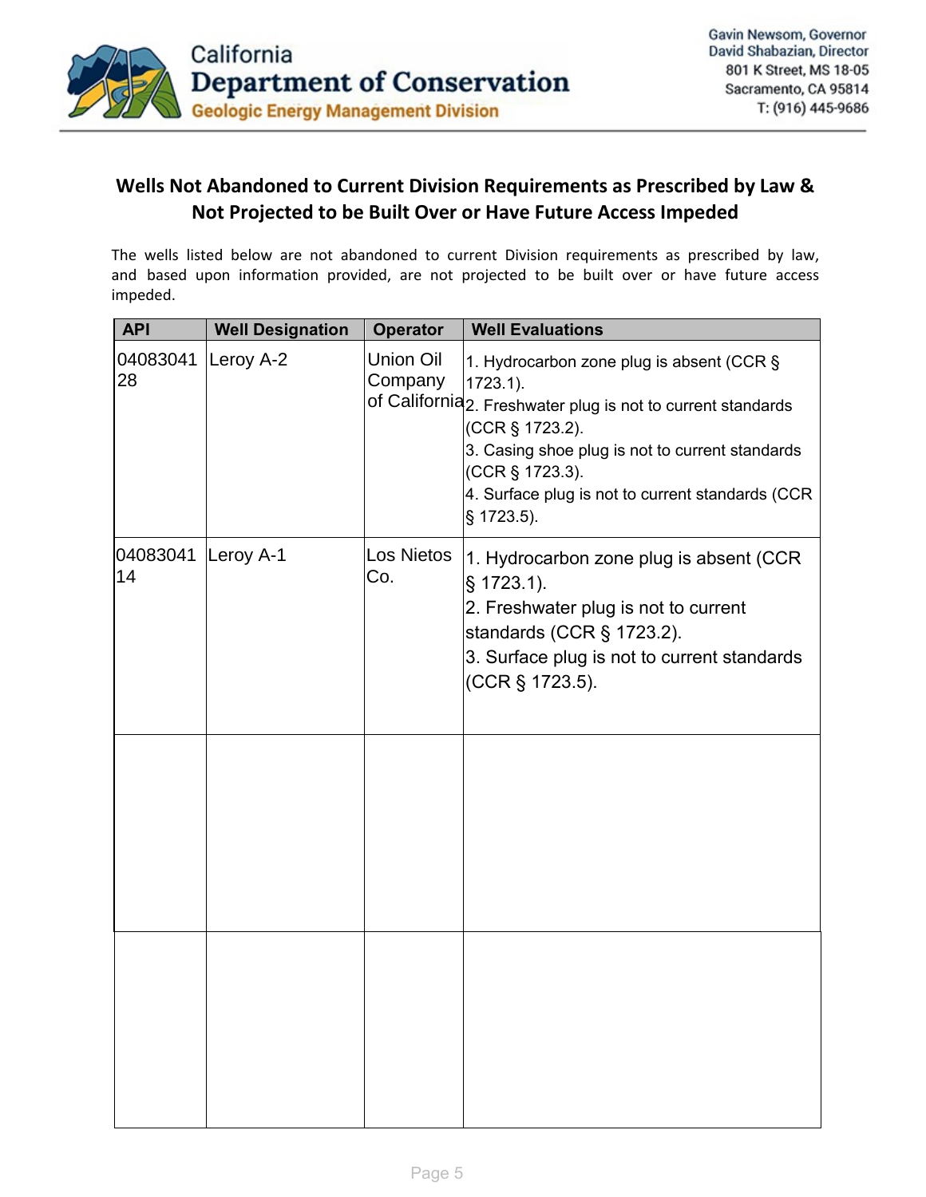**Wells Not Abandoned to Current Division Requirements as Prescribed by Law & Not Projected to be Built Over or Have Future Access Impeded**

The wells listed below are not abandoned to current Division requirements as prescribed by law, and based upon information provided, are not projected to be built over or have future access impeded.

| API | Well Designation | Operator | Well Evaluations |
|---|---|---|---|
| 0408304128 | Leroy A-2 | Union Oil Company of California | 1. Hydrocarbon zone plug is absent (CCR § 1723.1).<br>2. Freshwater plug is not to current standards (CCR § 1723.2).<br>3. Casing shoe plug is not to current standards (CCR § 1723.3).<br>4. Surface plug is not to current standards (CCR § 1723.5). |
| 0408304114 | Leroy A-1 | Los Nietos Co. | 1. Hydrocarbon zone plug is absent (CCR § 1723.1).<br>2. Freshwater plug is not to current standards (CCR § 1723.2).<br>3. Surface plug is not to current standards (CCR § 1723.5). |
| | | | |
| | | | |